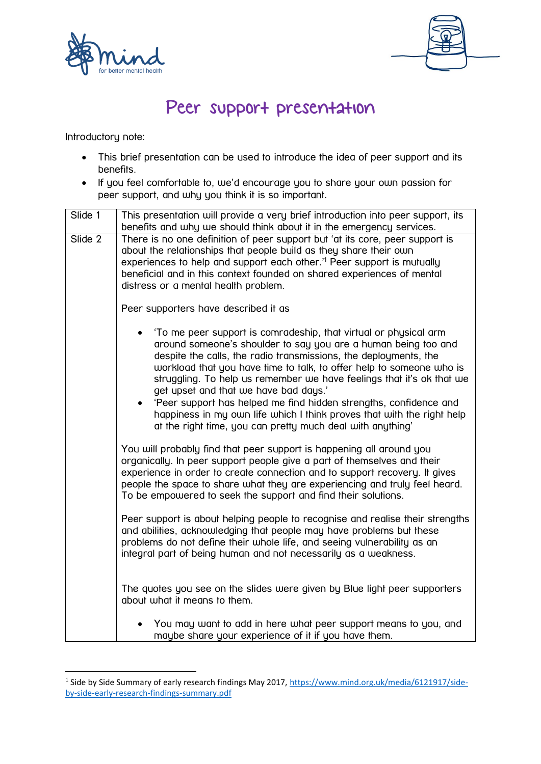# Peer support presentation

Introductory note:

- This brief presentation can be used to introduce the idea of peer support and its benefits.
- If you feel comfortable to, we'd encourage you to share your own passion for peer support, and why you think it is so important.

| | |
|---|---|
| Slide 1 | This presentation will provide a very brief introduction into peer support, its benefits and why we should think about it in the emergency services. |
| Slide 2 | There is no one definition of peer support but 'at its core, peer support is about the relationships that people build as they share their own experiences to help and support each other.'[1] Peer support is mutually beneficial and in this context founded on shared experiences of mental distress or a mental health problem.<br><br>Peer supporters have described it as<br><br>• 'To me peer support is comradeship, that virtual or physical arm around someone's shoulder to say you are a human being too and despite the calls, the radio transmissions, the deployments, the workload that you have time to talk, to offer help to someone who is struggling. To help us remember we have feelings that it's ok that we get upset and that we have bad days.'<br>• 'Peer support has helped me find hidden strengths, confidence and happiness in my own life which I think proves that with the right help at the right time, you can pretty much deal with anything'<br><br>You will probably find that peer support is happening all around you organically. In peer support people give a part of themselves and their experience in order to create connection and to support recovery. It gives people the space to share what they are experiencing and truly feel heard. To be empowered to seek the support and find their solutions.<br><br>Peer support is about helping people to recognise and realise their strengths and abilities, acknowledging that people may have problems but these problems do not define their whole life, and seeing vulnerability as an integral part of being human and not necessarily as a weakness.<br><br>The quotes you see on the slides were given by Blue light peer supporters about what it means to them.<br><br>• You may want to add in here what peer support means to you, and maybe share your experience of it if you have them. |

[1] Side by Side Summary of early research findings May 2017, https://www.mind.org.uk/media/6121917/side-by-side-early-research-findings-summary.pdf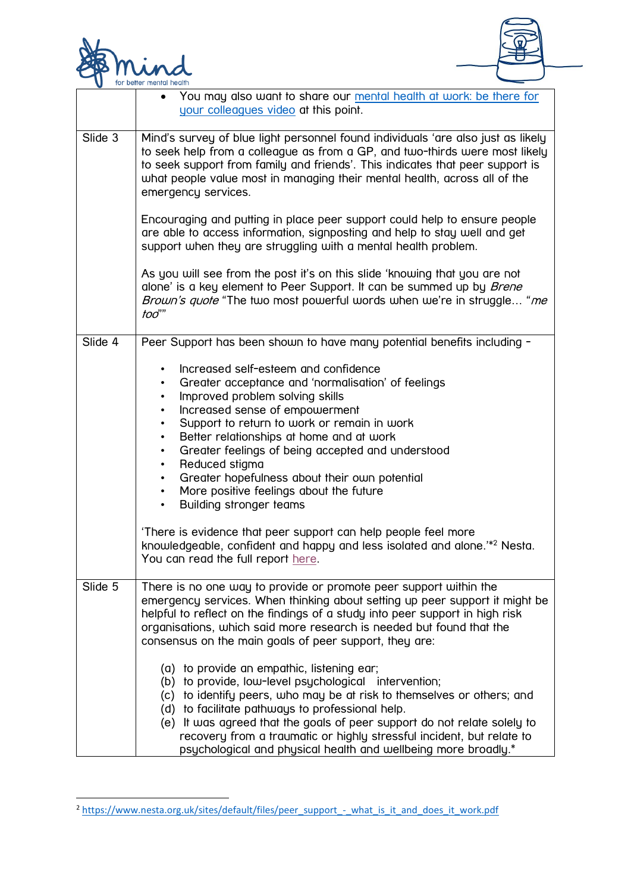| | |
|---|---|
| | • You may also want to share our mental health at work: be there for your colleagues video at this point. |
| Slide 3 | Mind's survey of blue light personnel found individuals 'are also just as likely to seek help from a colleague as from a GP, and two-thirds were most likely to seek support from family and friends'. This indicates that peer support is what people value most in managing their mental health, across all of the emergency services.<br><br>Encouraging and putting in place peer support could help to ensure people are able to access information, signposting and help to stay well and get support when they are struggling with a mental health problem.<br><br>As you will see from the post it's on this slide 'knowing that you are not alone' is a key element to Peer Support. It can be summed up by *Brene Brown's quote* "The two most powerful words when we're in struggle… "*me too*"" |
| Slide 4 | Peer Support has been shown to have many potential benefits including -<br><br>• Increased self-esteem and confidence<br>• Greater acceptance and 'normalisation' of feelings<br>• Improved problem solving skills<br>• Increased sense of empowerment<br>• Support to return to work or remain in work<br>• Better relationships at home and at work<br>• Greater feelings of being accepted and understood<br>• Reduced stigma<br>• Greater hopefulness about their own potential<br>• More positive feelings about the future<br>• Building stronger teams<br><br>'There is evidence that peer support can help people feel more knowledgeable, confident and happy and less isolated and alone.'*[2] Nesta. You can read the full report here. |
| Slide 5 | There is no one way to provide or promote peer support within the emergency services. When thinking about setting up peer support it might be helpful to reflect on the findings of a study into peer support in high risk organisations, which said more research is needed but found that the consensus on the main goals of peer support, they are:<br><br>(a) to provide an empathic, listening ear;<br>(b) to provide, low-level psychological intervention;<br>(c) to identify peers, who may be at risk to themselves or others; and<br>(d) to facilitate pathways to professional help.<br>(e) It was agreed that the goals of peer support do not relate solely to recovery from a traumatic or highly stressful incident, but relate to psychological and physical health and wellbeing more broadly.* |

[2] https://www.nesta.org.uk/sites/default/files/peer_support_-_what_is_it_and_does_it_work.pdf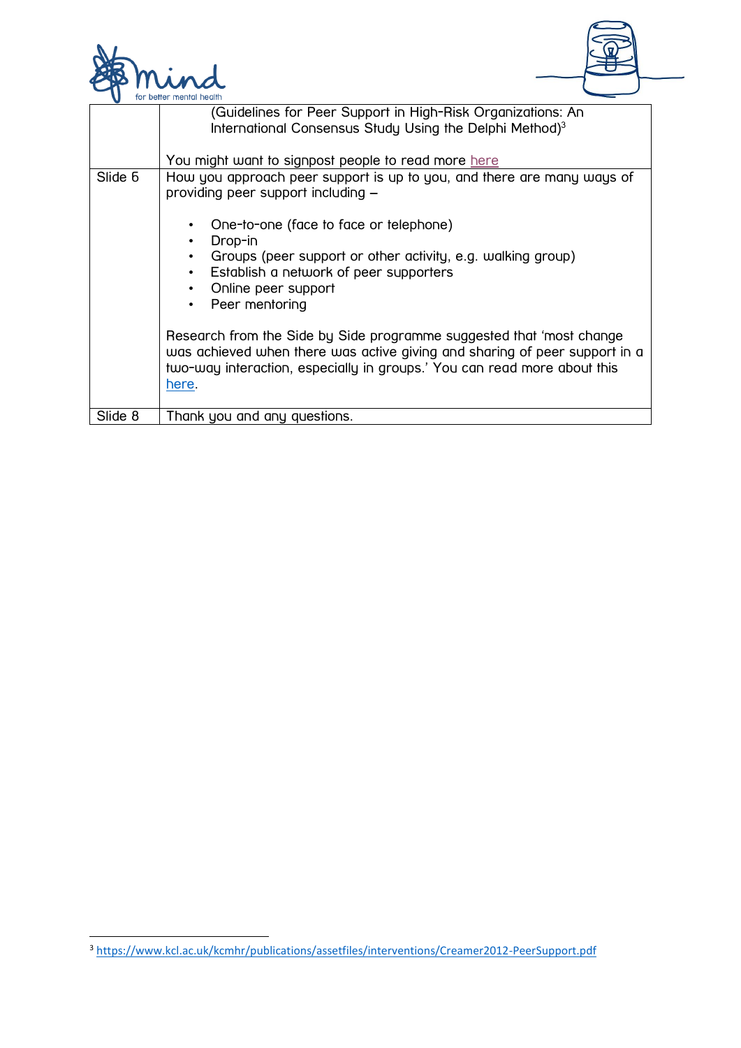| | |
|---|---|
| | (Guidelines for Peer Support in High-Risk Organizations: An International Consensus Study Using the Delphi Method)[3]<br><br>You might want to signpost people to read more here |
| Slide 6 | How you approach peer support is up to you, and there are many ways of providing peer support including –<br><br>• One-to-one (face to face or telephone)<br>• Drop-in<br>• Groups (peer support or other activity, e.g. walking group)<br>• Establish a network of peer supporters<br>• Online peer support<br>• Peer mentoring<br><br>Research from the Side by Side programme suggested that 'most change was achieved when there was active giving and sharing of peer support in a two-way interaction, especially in groups.' You can read more about this here. |
| Slide 8 | Thank you and any questions. |

[3] https://www.kcl.ac.uk/kcmhr/publications/assetfiles/interventions/Creamer2012-PeerSupport.pdf